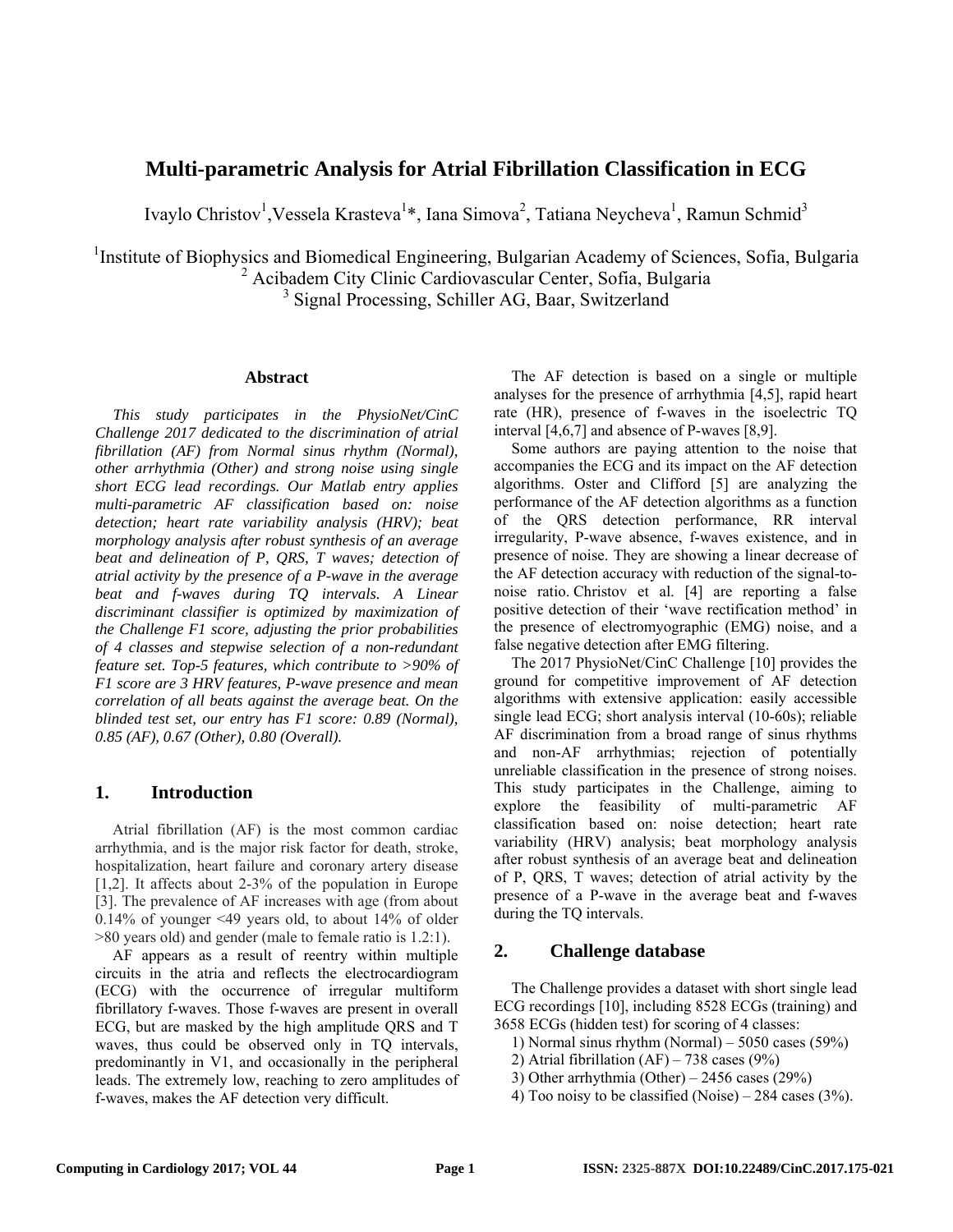# Multi-parametric Analysis for Atrial Fibrillation Classification in ECG

Ivaylo Christov[1], Vessela Krasteva[1]*, Iana Simova[2], Tatiana Neycheva[1], Ramun Schmid[3]

[1]Institute of Biophysics and Biomedical Engineering, Bulgarian Academy of Sciences, Sofia, Bulgaria
[2] Acibadem City Clinic Cardiovascular Center, Sofia, Bulgaria
[3] Signal Processing, Schiller AG, Baar, Switzerland

### Abstract

*This study participates in the PhysioNet/CinC Challenge 2017 dedicated to the discrimination of atrial fibrillation (AF) from Normal sinus rhythm (Normal), other arrhythmia (Other) and strong noise using single short ECG lead recordings. Our Matlab entry applies multi-parametric AF classification based on: noise detection; heart rate variability analysis (HRV); beat morphology analysis after robust synthesis of an average beat and delineation of P, QRS, T waves; detection of atrial activity by the presence of a P-wave in the average beat and f-waves during TQ intervals. A Linear discriminant classifier is optimized by maximization of the Challenge F1 score, adjusting the prior probabilities of 4 classes and stepwise selection of a non-redundant feature set. Top-5 features, which contribute to >90% of F1 score are 3 HRV features, P-wave presence and mean correlation of all beats against the average beat. On the blinded test set, our entry has F1 score: 0.89 (Normal), 0.85 (AF), 0.67 (Other), 0.80 (Overall).*

## 1. Introduction

Atrial fibrillation (AF) is the most common cardiac arrhythmia, and is the major risk factor for death, stroke, hospitalization, heart failure and coronary artery disease [1,2]. It affects about 2-3% of the population in Europe [3]. The prevalence of AF increases with age (from about 0.14% of younger <49 years old, to about 14% of older >80 years old) and gender (male to female ratio is 1.2:1).

AF appears as a result of reentry within multiple circuits in the atria and reflects the electrocardiogram (ECG) with the occurrence of irregular multiform fibrillatory f-waves. Those f-waves are present in overall ECG, but are masked by the high amplitude QRS and T waves, thus could be observed only in TQ intervals, predominantly in V1, and occasionally in the peripheral leads. The extremely low, reaching to zero amplitudes of f-waves, makes the AF detection very difficult.

The AF detection is based on a single or multiple analyses for the presence of arrhythmia [4,5], rapid heart rate (HR), presence of f-waves in the isoelectric TQ interval [4,6,7] and absence of P-waves [8,9].

Some authors are paying attention to the noise that accompanies the ECG and its impact on the AF detection algorithms. Oster and Clifford [5] are analyzing the performance of the AF detection algorithms as a function of the QRS detection performance, RR interval irregularity, P-wave absence, f-waves existence, and in presence of noise. They are showing a linear decrease of the AF detection accuracy with reduction of the signal-to-noise ratio. Christov et al. [4] are reporting a false positive detection of their 'wave rectification method' in the presence of electromyographic (EMG) noise, and a false negative detection after EMG filtering.

The 2017 PhysioNet/CinC Challenge [10] provides the ground for competitive improvement of AF detection algorithms with extensive application: easily accessible single lead ECG; short analysis interval (10-60s); reliable AF discrimination from a broad range of sinus rhythms and non-AF arrhythmias; rejection of potentially unreliable classification in the presence of strong noises. This study participates in the Challenge, aiming to explore the feasibility of multi-parametric AF classification based on: noise detection; heart rate variability (HRV) analysis; beat morphology analysis after robust synthesis of an average beat and delineation of P, QRS, T waves; detection of atrial activity by the presence of a P-wave in the average beat and f-waves during the TQ intervals.

## 2. Challenge database

The Challenge provides a dataset with short single lead ECG recordings [10], including 8528 ECGs (training) and 3658 ECGs (hidden test) for scoring of 4 classes:

1) Normal sinus rhythm (Normal) – 5050 cases (59%)
2) Atrial fibrillation (AF) – 738 cases (9%)
3) Other arrhythmia (Other) – 2456 cases (29%)
4) Too noisy to be classified (Noise) – 284 cases (3%).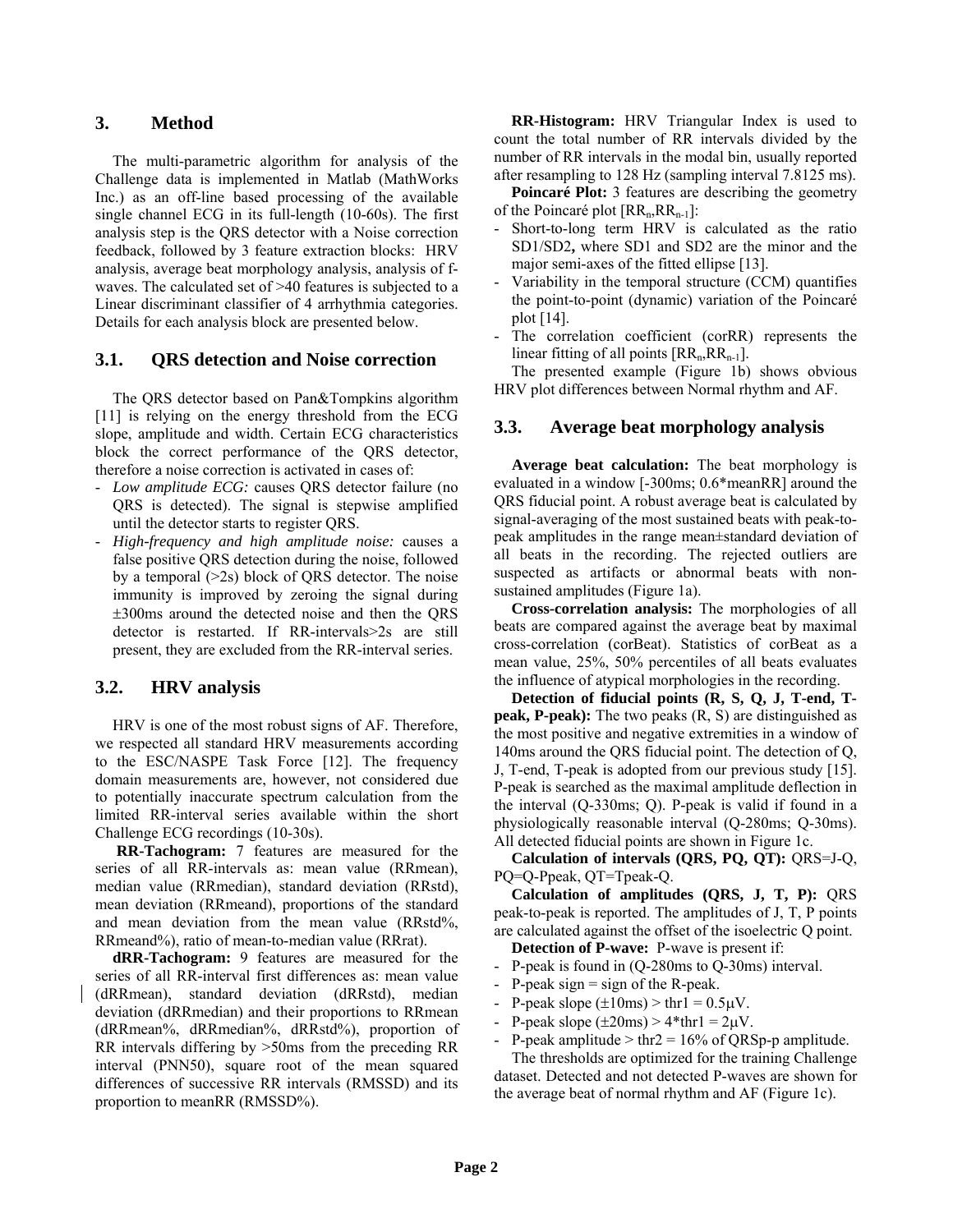## 3. Method

The multi-parametric algorithm for analysis of the Challenge data is implemented in Matlab (MathWorks Inc.) as an off-line based processing of the available single channel ECG in its full-length (10-60s). The first analysis step is the QRS detector with a Noise correction feedback, followed by 3 feature extraction blocks: HRV analysis, average beat morphology analysis, analysis of f-waves. The calculated set of >40 features is subjected to a Linear discriminant classifier of 4 arrhythmia categories. Details for each analysis block are presented below.

### 3.1. QRS detection and Noise correction

The QRS detector based on Pan&Tompkins algorithm [11] is relying on the energy threshold from the ECG slope, amplitude and width. Certain ECG characteristics block the correct performance of the QRS detector, therefore a noise correction is activated in cases of:

- *Low amplitude ECG:* causes QRS detector failure (no QRS is detected). The signal is stepwise amplified until the detector starts to register QRS.
- *High-frequency and high amplitude noise:* causes a false positive QRS detection during the noise, followed by a temporal (>2s) block of QRS detector. The noise immunity is improved by zeroing the signal during ±300ms around the detected noise and then the QRS detector is restarted. If RR-intervals>2s are still present, they are excluded from the RR-interval series.

### 3.2. HRV analysis

HRV is one of the most robust signs of AF. Therefore, we respected all standard HRV measurements according to the ESC/NASPE Task Force [12]. The frequency domain measurements are, however, not considered due to potentially inaccurate spectrum calculation from the limited RR-interval series available within the short Challenge ECG recordings (10-30s).

**RR-Tachogram:** 7 features are measured for the series of all RR-intervals as: mean value (RRmean), median value (RRmedian), standard deviation (RRstd), mean deviation (RRmeand), proportions of the standard and mean deviation from the mean value (RRstd%, RRmeand%), ratio of mean-to-median value (RRrat).

**dRR-Tachogram:** 9 features are measured for the series of all RR-interval first differences as: mean value (dRRmean), standard deviation (dRRstd), median deviation (dRRmedian) and their proportions to RRmean (dRRmean%, dRRmedian%, dRRstd%), proportion of RR intervals differing by >50ms from the preceding RR interval (PNN50), square root of the mean squared differences of successive RR intervals (RMSSD) and its proportion to meanRR (RMSSD%).

**RR-Histogram:** HRV Triangular Index is used to count the total number of RR intervals divided by the number of RR intervals in the modal bin, usually reported after resampling to 128 Hz (sampling interval 7.8125 ms).

**Poincaré Plot:** 3 features are describing the geometry of the Poincaré plot $[RR_n, RR_{n-1}]$:

- Short-to-long term HRV is calculated as the ratio SD1/SD2**,** where SD1 and SD2 are the minor and the major semi-axes of the fitted ellipse [13].
- Variability in the temporal structure (CCM) quantifies the point-to-point (dynamic) variation of the Poincaré plot [14].
- The correlation coefficient (corRR) represents the linear fitting of all points $[RR_n, RR_{n-1}]$.

The presented example (Figure 1b) shows obvious HRV plot differences between Normal rhythm and AF.

### 3.3. Average beat morphology analysis

**Average beat calculation:** The beat morphology is evaluated in a window [-300ms; 0.6*meanRR] around the QRS fiducial point. A robust average beat is calculated by signal-averaging of the most sustained beats with peak-to-peak amplitudes in the range mean±standard deviation of all beats in the recording. The rejected outliers are suspected as artifacts or abnormal beats with non-sustained amplitudes (Figure 1a).

**Cross-correlation analysis:** The morphologies of all beats are compared against the average beat by maximal cross-correlation (corBeat). Statistics of corBeat as a mean value, 25%, 50% percentiles of all beats evaluates the influence of atypical morphologies in the recording.

**Detection of fiducial points (R, S, Q, J, T-end, T-peak, P-peak):** The two peaks (R, S) are distinguished as the most positive and negative extremities in a window of 140ms around the QRS fiducial point. The detection of Q, J, T-end, T-peak is adopted from our previous study [15]. P-peak is searched as the maximal amplitude deflection in the interval (Q-330ms; Q). P-peak is valid if found in a physiologically reasonable interval (Q-280ms; Q-30ms). All detected fiducial points are shown in Figure 1c.

**Calculation of intervals (QRS, PQ, QT):** QRS=J-Q, PQ=Q-Ppeak, QT=Tpeak-Q.

**Calculation of amplitudes (QRS, J, T, P):** QRS peak-to-peak is reported. The amplitudes of J, T, P points are calculated against the offset of the isoelectric Q point.

**Detection of P-wave:** P-wave is present if:

- P-peak is found in (Q-280ms to Q-30ms) interval.
- P-peak sign = sign of the R-peak.
- P-peak slope (±10ms) > thr1 = 0.5μV.
- P-peak slope (±20ms) > 4*thr1 = 2μV.
- P-peak amplitude > thr2 = 16% of QRSp-p amplitude.

The thresholds are optimized for the training Challenge dataset. Detected and not detected P-waves are shown for the average beat of normal rhythm and AF (Figure 1c).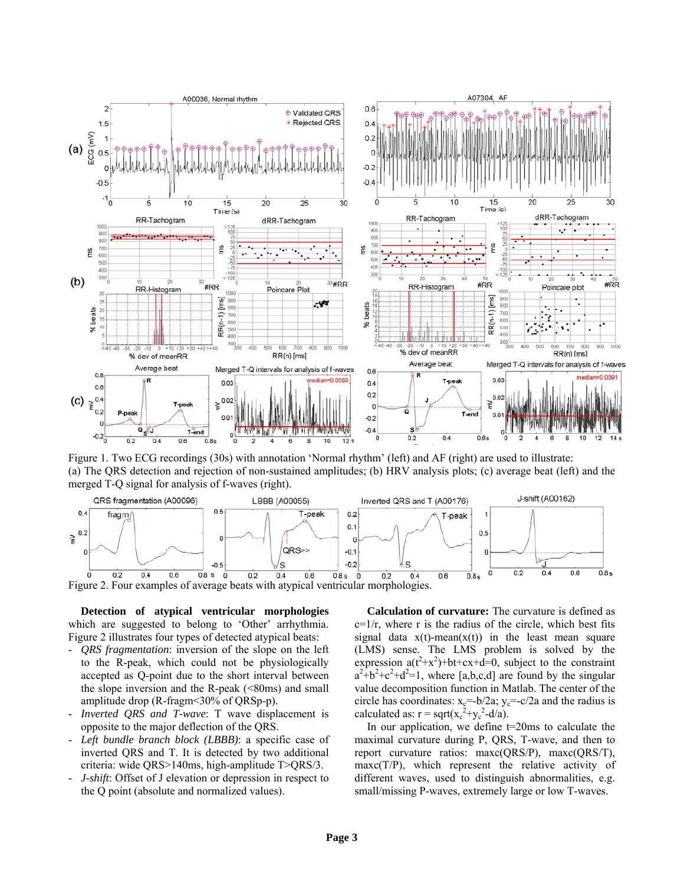Figure 1. Two ECG recordings (30s) with annotation 'Normal rhythm' (left) and AF (right) are used to illustrate: (a) The QRS detection and rejection of non-sustained amplitudes; (b) HRV analysis plots; (c) average beat (left) and the merged T-Q signal for analysis of f-waves (right).

Figure 2. Four examples of average beats with atypical ventricular morphologies.

**Detection of atypical ventricular morphologies** which are suggested to belong to 'Other' arrhythmia. Figure 2 illustrates four types of detected atypical beats:

- *QRS fragmentation*: inversion of the slope on the left to the R-peak, which could not be physiologically accepted as Q-point due to the short interval between the slope inversion and the R-peak (<80ms) and small amplitude drop (R-fragm<30% of QRSp-p).
- *Inverted QRS and T-wave*: T wave displacement is opposite to the major deflection of the QRS.
- *Left bundle branch block (LBBB)*: a specific case of inverted QRS and T. It is detected by two additional criteria: wide QRS>140ms, high-amplitude T>QRS/3.
- *J-shift*: Offset of J elevation or depression in respect to the Q point (absolute and normalized values).

**Calculation of curvature:** The curvature is defined as $c=1/r$, where r is the radius of the circle, which best fits signal data $x(t)$-mean$(x(t))$ in the least mean square (LMS) sense. The LMS problem is solved by the expression $a(t^2+x^2)+bt+cx+d=0$, subject to the constraint $a^2+b^2+c^2+d^2=1$, where [a,b,c,d] are found by the singular value decomposition function in Matlab. The center of the circle has coordinates: $x_c=-b/2a$; $y_c=-c/2a$ and the radius is calculated as: $r = \text{sqrt}(x_c^2+y_c^2-d/a)$.

In our application, we define t=20ms to calculate the maximal curvature during P, QRS, T-wave, and then to report curvature ratios: maxc(QRS/P), maxc(QRS/T), maxc(T/P), which represent the relative activity of different waves, used to distinguish abnormalities, e.g. small/missing P-waves, extremely large or low T-waves.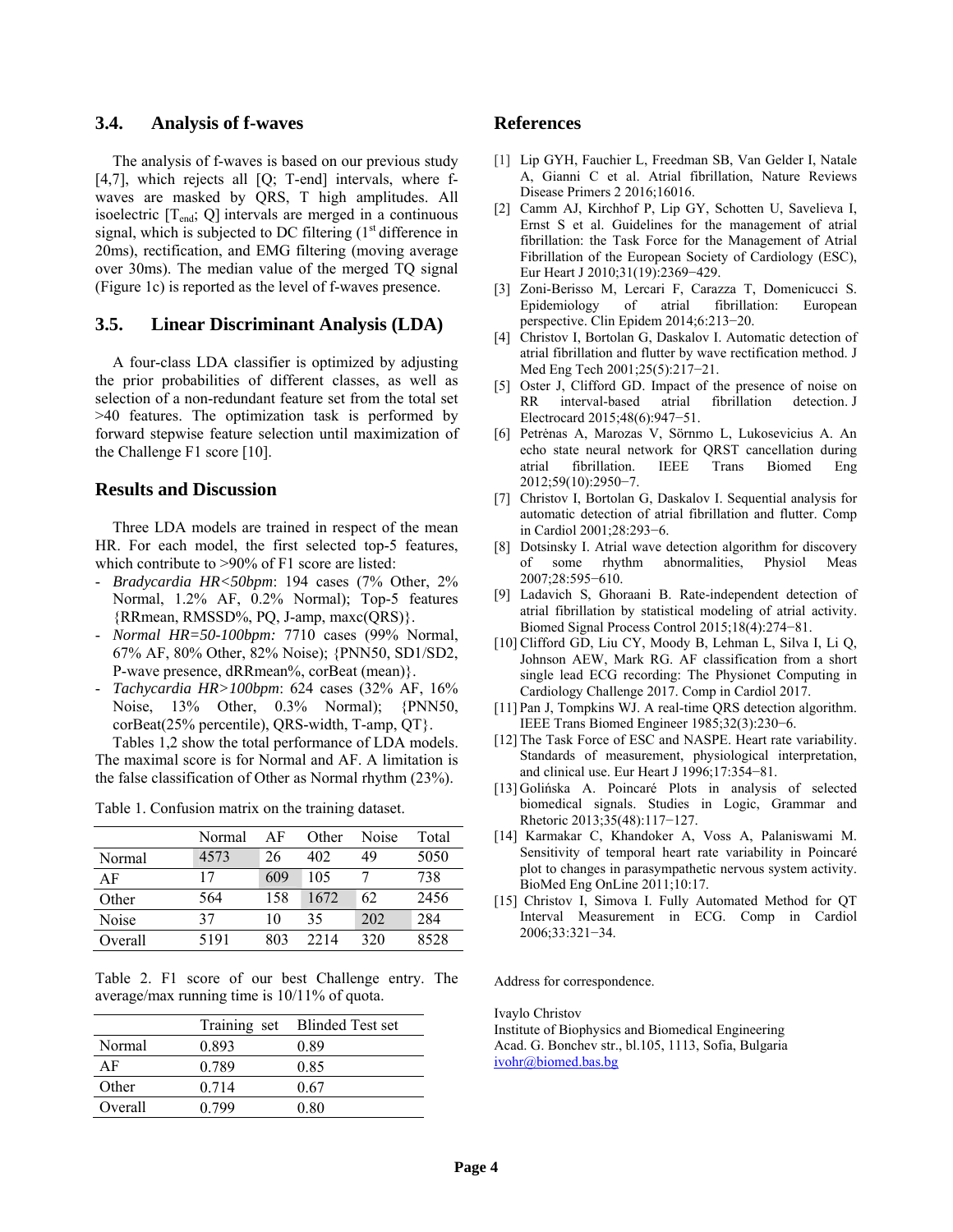### 3.4. Analysis of f-waves

The analysis of f-waves is based on our previous study [4,7], which rejects all [Q; T-end] intervals, where f-waves are masked by QRS, T high amplitudes. All isoelectric [$T_{end}$; Q] intervals are merged in a continuous signal, which is subjected to DC filtering (1st difference in 20ms), rectification, and EMG filtering (moving average over 30ms). The median value of the merged TQ signal (Figure 1c) is reported as the level of f-waves presence.

### 3.5. Linear Discriminant Analysis (LDA)

A four-class LDA classifier is optimized by adjusting the prior probabilities of different classes, as well as selection of a non-redundant feature set from the total set >40 features. The optimization task is performed by forward stepwise feature selection until maximization of the Challenge F1 score [10].

## Results and Discussion

Three LDA models are trained in respect of the mean HR. For each model, the first selected top-5 features, which contribute to >90% of F1 score are listed:

- *Bradycardia HR<50bpm*: 194 cases (7% Other, 2% Normal, 1.2% AF, 0.2% Normal); Top-5 features {RRmean, RMSSD%, PQ, J-amp, maxc(QRS)}.
- *Normal HR=50-100bpm:* 7710 cases (99% Normal, 67% AF, 80% Other, 82% Noise); {PNN50, SD1/SD2, P-wave presence, dRRmean%, corBeat (mean)}.
- *Tachycardia HR>100bpm*: 624 cases (32% AF, 16% Noise, 13% Other, 0.3% Normal); {PNN50, corBeat(25% percentile), QRS-width, T-amp, QT}.

Tables 1,2 show the total performance of LDA models. The maximal score is for Normal and AF. A limitation is the false classification of Other as Normal rhythm (23%).

Table 1. Confusion matrix on the training dataset.

| | Normal | AF | Other | Noise | Total |
|---|---|---|---|---|---|
| Normal | 4573 | 26 | 402 | 49 | 5050 |
| AF | 17 | 609 | 105 | 7 | 738 |
| Other | 564 | 158 | 1672 | 62 | 2456 |
| Noise | 37 | 10 | 35 | 202 | 284 |
| Overall | 5191 | 803 | 2214 | 320 | 8528 |

Table 2. F1 score of our best Challenge entry. The average/max running time is 10/11% of quota.

| | Training set | Blinded Test set |
|---|---|---|
| Normal | 0.893 | 0.89 |
| AF | 0.789 | 0.85 |
| Other | 0.714 | 0.67 |
| Overall | 0.799 | 0.80 |

## References

[1] Lip GYH, Fauchier L, Freedman SB, Van Gelder I, Natale A, Gianni C et al. Atrial fibrillation, Nature Reviews Disease Primers 2 2016;16016.

[2] Camm AJ, Kirchhof P, Lip GY, Schotten U, Savelieva I, Ernst S et al. Guidelines for the management of atrial fibrillation: the Task Force for the Management of Atrial Fibrillation of the European Society of Cardiology (ESC), Eur Heart J 2010;31(19):2369−429.

[3] Zoni-Berisso M, Lercari F, Carazza T, Domenicucci S. Epidemiology of atrial fibrillation: European perspective. Clin Epidem 2014;6:213−20.

[4] Christov I, Bortolan G, Daskalov I. Automatic detection of atrial fibrillation and flutter by wave rectification method. J Med Eng Tech 2001;25(5):217−21.

[5] Oster J, Clifford GD. Impact of the presence of noise on RR interval-based atrial fibrillation detection. J Electrocard 2015;48(6):947−51.

[6] Petrėnas A, Marozas V, Sörnmo L, Lukosevicius A. An echo state neural network for QRST cancellation during atrial fibrillation. IEEE Trans Biomed Eng 2012;59(10):2950−7.

[7] Christov I, Bortolan G, Daskalov I. Sequential analysis for automatic detection of atrial fibrillation and flutter. Comp in Cardiol 2001;28:293−6.

[8] Dotsinsky I. Atrial wave detection algorithm for discovery of some rhythm abnormalities, Physiol Meas 2007;28:595−610.

[9] Ladavich S, Ghoraani B. Rate-independent detection of atrial fibrillation by statistical modeling of atrial activity. Biomed Signal Process Control 2015;18(4):274−81.

[10] Clifford GD, Liu CY, Moody B, Lehman L, Silva I, Li Q, Johnson AEW, Mark RG. AF classification from a short single lead ECG recording: The Physionet Computing in Cardiology Challenge 2017. Comp in Cardiol 2017.

[11] Pan J, Tompkins WJ. A real-time QRS detection algorithm. IEEE Trans Biomed Engineer 1985;32(3):230−6.

[12] The Task Force of ESC and NASPE. Heart rate variability. Standards of measurement, physiological interpretation, and clinical use. Eur Heart J 1996;17:354−81.

[13] Golińska A. Poincaré Plots in analysis of selected biomedical signals. Studies in Logic, Grammar and Rhetoric 2013;35(48):117−127.

[14] Karmakar C, Khandoker A, Voss A, Palaniswami M. Sensitivity of temporal heart rate variability in Poincaré plot to changes in parasympathetic nervous system activity. BioMed Eng OnLine 2011;10:17.

[15] Christov I, Simova I. Fully Automated Method for QT Interval Measurement in ECG. Comp in Cardiol 2006;33:321−34.

Address for correspondence.

Ivaylo Christov
Institute of Biophysics and Biomedical Engineering
Acad. G. Bonchev str., bl.105, 1113, Sofia, Bulgaria
ivohr@biomed.bas.bg